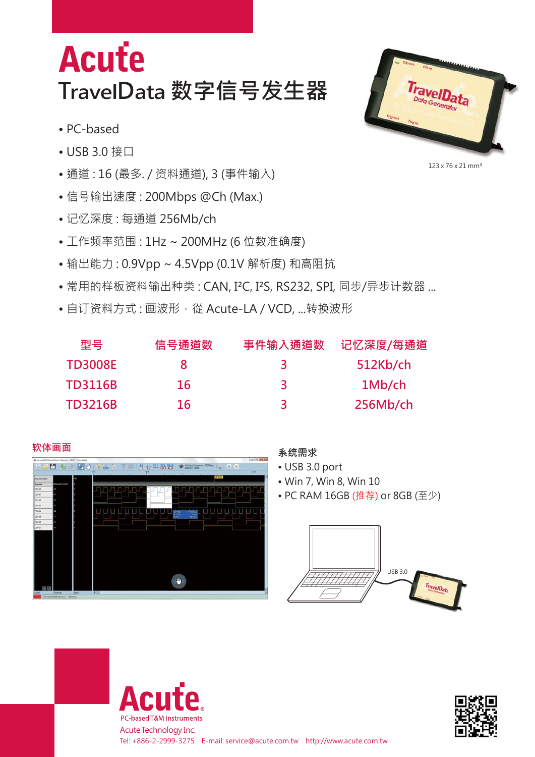# Acute

## TravelData 数字信号发生器

- PC-based
- USB 3.0 接口
- 通道 : 16 (最多. / 资料通道), 3 (事件输入)
- 信号输出速度 : 200Mbps @Ch (Max.)
- 记忆深度 : 每通道 256Mb/ch
- 工作频率范围 : 1Hz ~ 200MHz (6 位数准确度)
- 输出能力 : 0.9Vpp ~ 4.5Vpp (0.1V 解析度) 和高阻抗
- 常用的样板资料输出种类 : CAN, I²C, I²S, RS232, SPI, 同步/异步计数器 ...
- 自订资料方式 : 画波形，從 Acute-LA / VCD, ...转换波形

123 x 76 x 21 mm³

| 型号 | 信号通道数 | 事件输入通道数 | 记忆深度/每通道 |
|---|---|---|---|
| TD3008E | 8 | 3 | 512Kb/ch |
| TD3116B | 16 | 3 | 1Mb/ch |
| TD3216B | 16 | 3 | 256Mb/ch |

**软体画面**

**系统需求**

- USB 3.0 port
- Win 7, Win 8, Win 10
- PC RAM 16GB (推荐) or 8GB (至少)

USB 3.0

Acute
PC-based T&M Instruments
Acute Technology Inc.
Tel: +886-2-2999-3275 E-mail: service@acute.com.tw http://www.acute.com.tw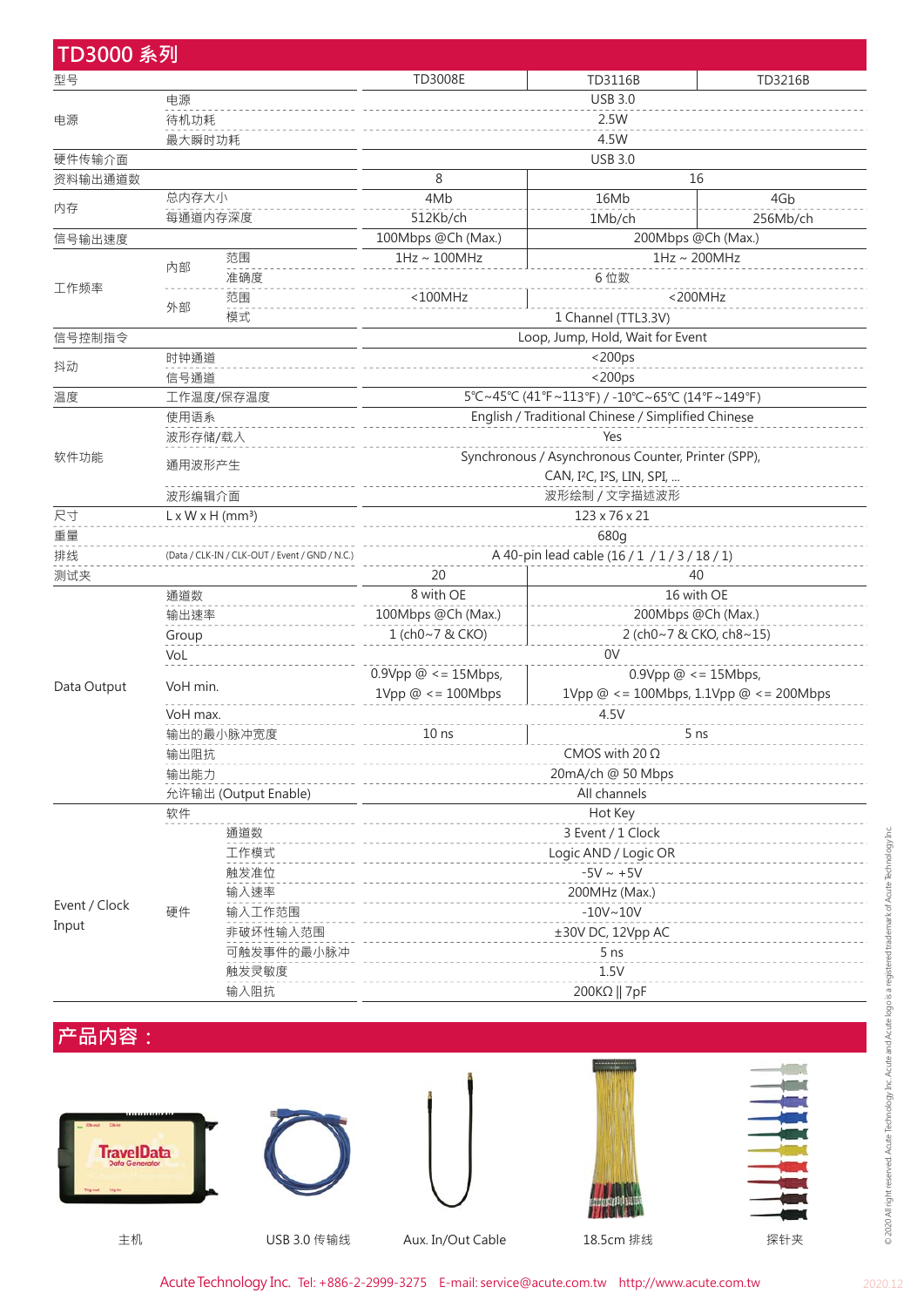# TD3000 系列

| 型号 | | | TD3008E | TD3116B | TD3216B |
|---|---|---|---|---|---|
| 电源 | 电源 | | USB 3.0 | | |
| | 待机功耗 | | 2.5W | | |
| | 最大瞬时功耗 | | 4.5W | | |
| 硬件传输介面 | | | USB 3.0 | | |
| 资料输出通道数 | | | 8 | 16 | |
| 内存 | 总内存大小 | | 4Mb | 16Mb | 4Gb |
| | 每通道内存深度 | | 512Kb/ch | 1Mb/ch | 256Mb/ch |
| 信号输出速度 | | | 100Mbps @Ch (Max.) | 200Mbps @Ch (Max.) | |
| 工作频率 | 内部 | 范围 | 1Hz ~ 100MHz | 1Hz ~ 200MHz | |
| | | 准确度 | 6 位数 | | |
| | 外部 | 范围 | <100MHz | <200MHz | |
| | | 模式 | 1 Channel (TTL3.3V) | | |
| 信号控制指令 | | | Loop, Jump, Hold, Wait for Event | | |
| 抖动 | 时钟通道 | | <200ps | | |
| | 信号通道 | | <200ps | | |
| 温度 | 工作温度/保存温度 | | 5℃~45℃ (41℉~113℉) / -10℃~65℃ (14℉~149℉) | | |
| 软件功能 | 使用语系 | | English / Traditional Chinese / Simplified Chinese | | |
| | 波形存储/载入 | | Yes | | |
| | 通用波形产生 | | Synchronous / Asynchronous Counter, Printer (SPP), CAN, I²C, I²S, LIN, SPI, ... | | |
| | 波形编辑介面 | | 波形绘制 / 文字描述波形 | | |
| 尺寸 | L x W x H (mm³) | | 123 x 76 x 21 | | |
| 重量 | | | 680g | | |
| 排线 | (Data / CLK-IN / CLK-OUT / Event / GND / N.C.) | | A 40-pin lead cable (16 / 1 / 1 / 3 / 18 / 1) | | |
| 测试夹 | | | 20 | 40 | |
| Data Output | 通道数 | | 8 with OE | 16 with OE | |
| | 输出速率 | | 100Mbps @Ch (Max.) | 200Mbps @Ch (Max.) | |
| | Group | | 1 (ch0~7 & CKO) | 2 (ch0~7 & CKO, ch8~15) | |
| | VoL | | 0V | | |
| | VoH min. | | 0.9Vpp @ <= 15Mbps, 1Vpp @ <= 100Mbps | 0.9Vpp @ <= 15Mbps, 1Vpp @ <= 100Mbps, 1.1Vpp @ <= 200Mbps | |
| | VoH max. | | 4.5V | | |
| | 输出的最小脉冲宽度 | | 10 ns | 5 ns | |
| | 输出阻抗 | | CMOS with 20 Ω | | |
| | 输出能力 | | 20mA/ch @ 50 Mbps | | |
| | 允许输出 (Output Enable) | | All channels | | |
| Event / Clock Input | 软件 | | Hot Key | | |
| | 硬件 | 通道数 | 3 Event / 1 Clock | | |
| | | 工作模式 | Logic AND / Logic OR | | |
| | | 触发准位 | -5V ~ +5V | | |
| | | 输入速率 | 200MHz (Max.) | | |
| | | 输入工作范围 | -10V~10V | | |
| | | 非破坏性输入范围 | ±30V DC, 12Vpp AC | | |
| | | 可触发事件的最小脉冲 | 5 ns | | |
| | | 触发灵敏度 | 1.5V | | |
| | | 输入阻抗 | 200KΩ \|\| 7pF | | |

## 产品内容：

主机

USB 3.0 传输线

Aux. In/Out Cable

18.5cm 排线

探针夹

Acute Technology Inc. Tel: +886-2-2999-3275 E-mail: service@acute.com.tw http://www.acute.com.tw

© 2020 All right reserved. Acute Technology Inc. Acute and Acute logo is a registered trademark of Acute Technology Inc.

2020.12